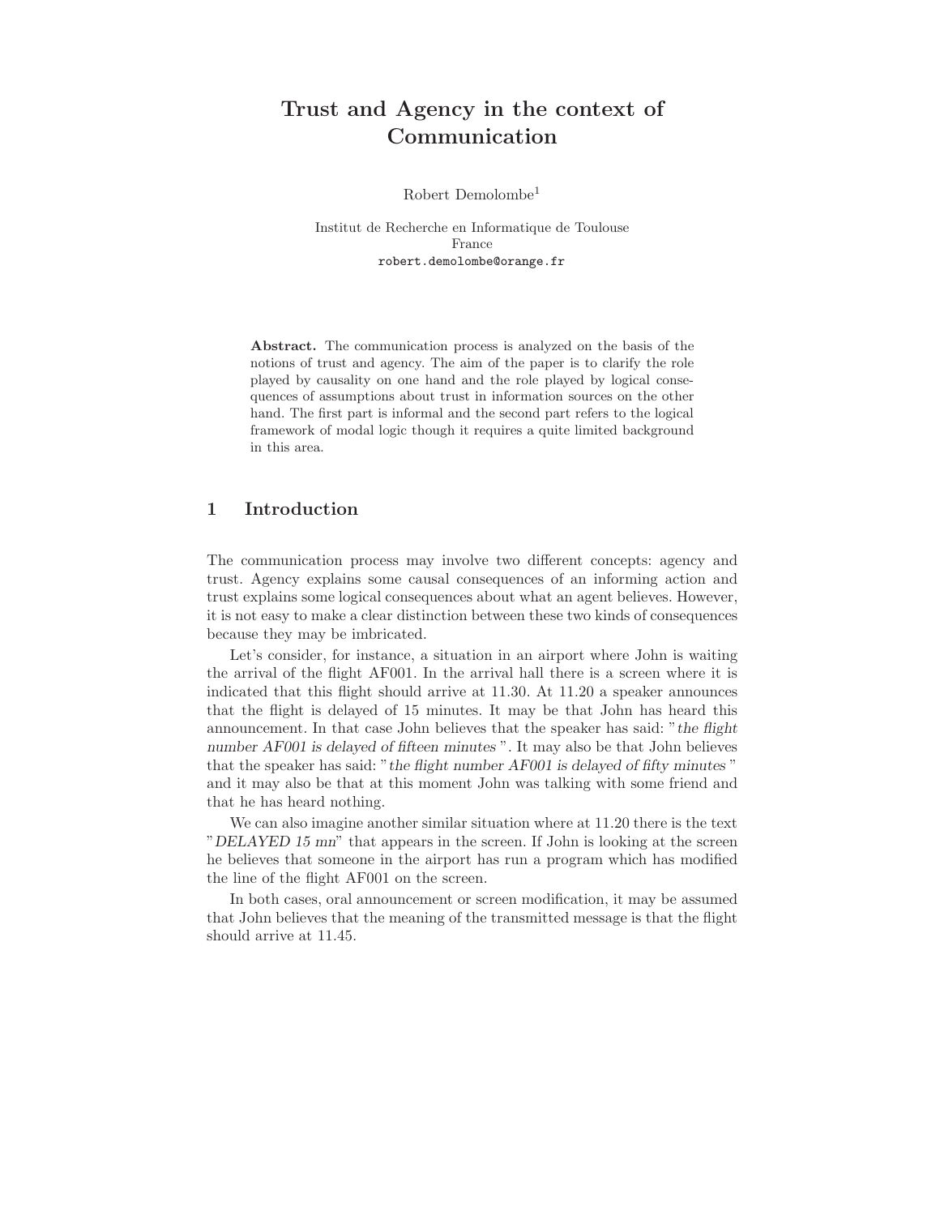# Trust and Agency in the context of Communication

Robert Demolombe[1]

Institut de Recherche en Informatique de Toulouse
France
robert.demolombe@orange.fr

**Abstract.** The communication process is analyzed on the basis of the notions of trust and agency. The aim of the paper is to clarify the role played by causality on one hand and the role played by logical consequences of assumptions about trust in information sources on the other hand. The first part is informal and the second part refers to the logical framework of modal logic though it requires a quite limited background in this area.

## 1 Introduction

The communication process may involve two different concepts: agency and trust. Agency explains some causal consequences of an informing action and trust explains some logical consequences about what an agent believes. However, it is not easy to make a clear distinction between these two kinds of consequences because they may be imbricated.

Let's consider, for instance, a situation in an airport where John is waiting the arrival of the flight AF001. In the arrival hall there is a screen where it is indicated that this flight should arrive at 11.30. At 11.20 a speaker announces that the flight is delayed of 15 minutes. It may be that John has heard this announcement. In that case John believes that the speaker has said: "*the flight number AF001 is delayed of fifteen minutes*". It may also be that John believes that the speaker has said: "*the flight number AF001 is delayed of fifty minutes*" and it may also be that at this moment John was talking with some friend and that he has heard nothing.

We can also imagine another similar situation where at 11.20 there is the text "*DELAYED 15 mn*" that appears in the screen. If John is looking at the screen he believes that someone in the airport has run a program which has modified the line of the flight AF001 on the screen.

In both cases, oral announcement or screen modification, it may be assumed that John believes that the meaning of the transmitted message is that the flight should arrive at 11.45.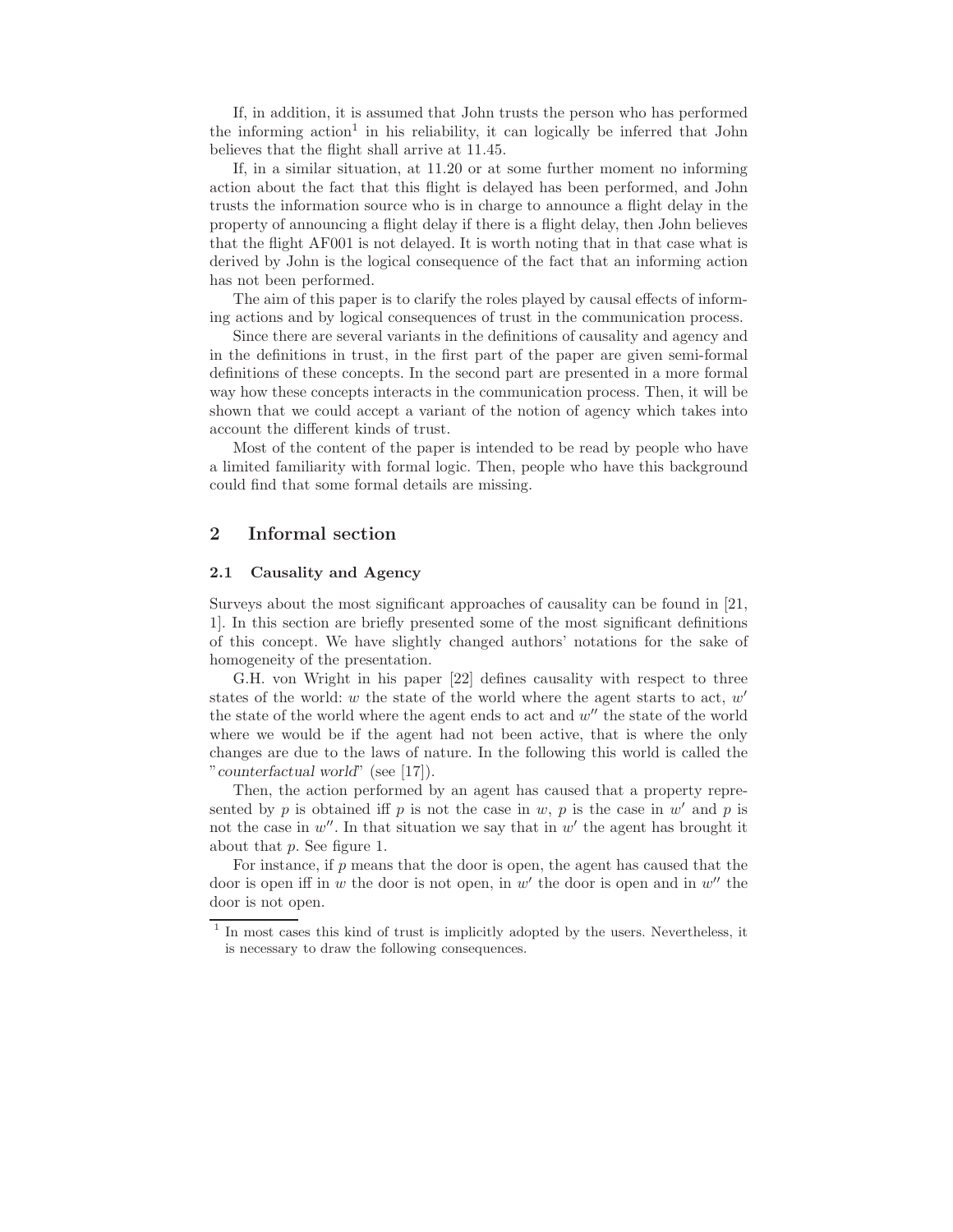If, in addition, it is assumed that John trusts the person who has performed the informing action[1] in his reliability, it can logically be inferred that John believes that the flight shall arrive at 11.45.

If, in a similar situation, at 11.20 or at some further moment no informing action about the fact that this flight is delayed has been performed, and John trusts the information source who is in charge to announce a flight delay in the property of announcing a flight delay if there is a flight delay, then John believes that the flight AF001 is not delayed. It is worth noting that in that case what is derived by John is the logical consequence of the fact that an informing action has not been performed.

The aim of this paper is to clarify the roles played by causal effects of informing actions and by logical consequences of trust in the communication process.

Since there are several variants in the definitions of causality and agency and in the definitions in trust, in the first part of the paper are given semi-formal definitions of these concepts. In the second part are presented in a more formal way how these concepts interacts in the communication process. Then, it will be shown that we could accept a variant of the notion of agency which takes into account the different kinds of trust.

Most of the content of the paper is intended to be read by people who have a limited familiarity with formal logic. Then, people who have this background could find that some formal details are missing.

## 2 Informal section

### 2.1 Causality and Agency

Surveys about the most significant approaches of causality can be found in [21, 1]. In this section are briefly presented some of the most significant definitions of this concept. We have slightly changed authors' notations for the sake of homogeneity of the presentation.

G.H. von Wright in his paper [22] defines causality with respect to three states of the world: $w$ the state of the world where the agent starts to act, $w'$ the state of the world where the agent ends to act and $w''$ the state of the world where we would be if the agent had not been active, that is where the only changes are due to the laws of nature. In the following this world is called the "*counterfactual world*" (see [17]).

Then, the action performed by an agent has caused that a property represented by $p$ is obtained iff $p$ is not the case in $w$, $p$ is the case in $w'$ and $p$ is not the case in $w''$. In that situation we say that in $w'$ the agent has brought it about that $p$. See figure 1.

For instance, if $p$ means that the door is open, the agent has caused that the door is open iff in $w$ the door is not open, in $w'$ the door is open and in $w''$ the door is not open.

[1] In most cases this kind of trust is implicitly adopted by the users. Nevertheless, it is necessary to draw the following consequences.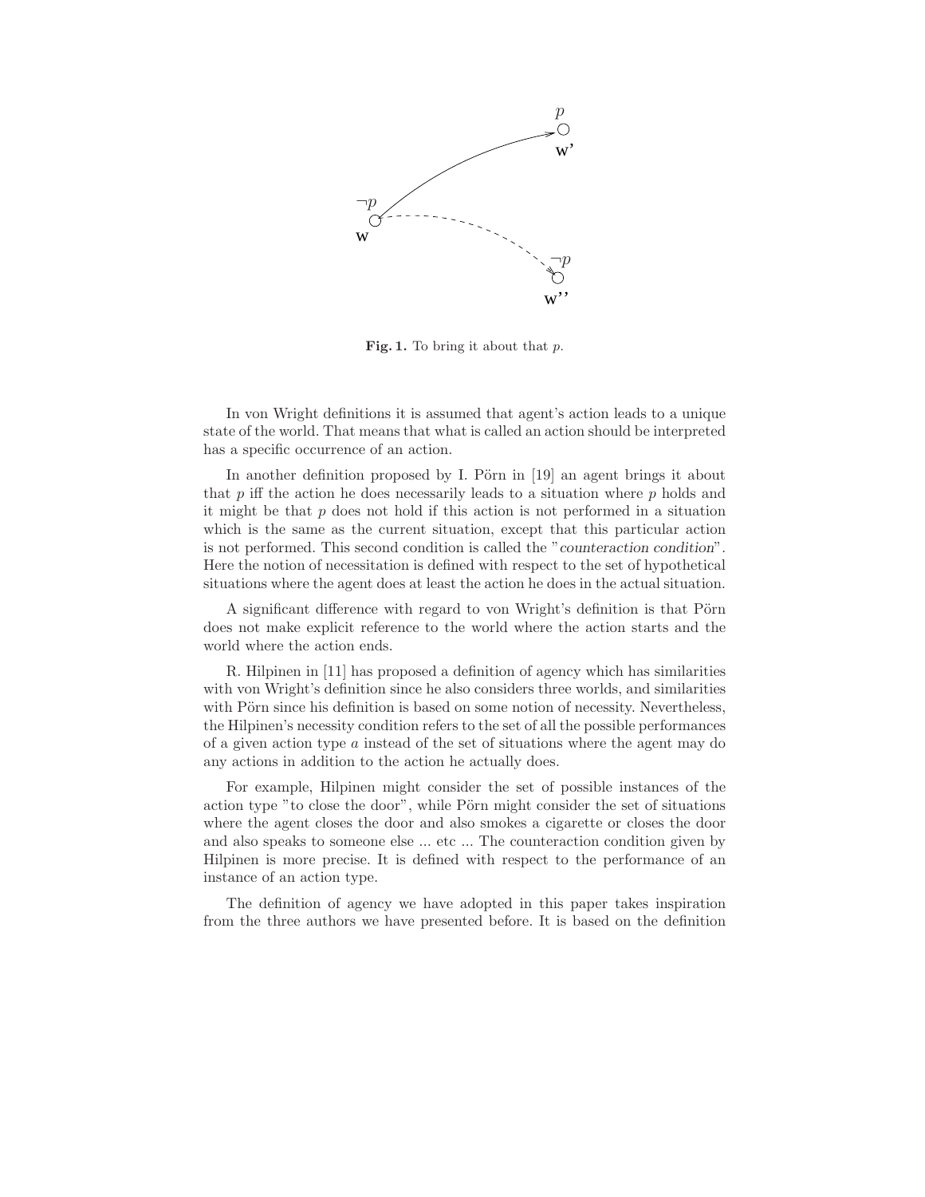**Fig. 1.** To bring it about that $p$.

In von Wright definitions it is assumed that agent's action leads to a unique state of the world. That means that what is called an action should be interpreted has a specific occurrence of an action.

In another definition proposed by I. Pörn in [19] an agent brings it about that $p$ iff the action he does necessarily leads to a situation where $p$ holds and it might be that $p$ does not hold if this action is not performed in a situation which is the same as the current situation, except that this particular action is not performed. This second condition is called the "*counteraction condition*". Here the notion of necessitation is defined with respect to the set of hypothetical situations where the agent does at least the action he does in the actual situation.

A significant difference with regard to von Wright's definition is that Pörn does not make explicit reference to the world where the action starts and the world where the action ends.

R. Hilpinen in [11] has proposed a definition of agency which has similarities with von Wright's definition since he also considers three worlds, and similarities with Pörn since his definition is based on some notion of necessity. Nevertheless, the Hilpinen's necessity condition refers to the set of all the possible performances of a given action type $a$ instead of the set of situations where the agent may do any actions in addition to the action he actually does.

For example, Hilpinen might consider the set of possible instances of the action type "to close the door", while Pörn might consider the set of situations where the agent closes the door and also smokes a cigarette or closes the door and also speaks to someone else ... etc ... The counteraction condition given by Hilpinen is more precise. It is defined with respect to the performance of an instance of an action type.

The definition of agency we have adopted in this paper takes inspiration from the three authors we have presented before. It is based on the definition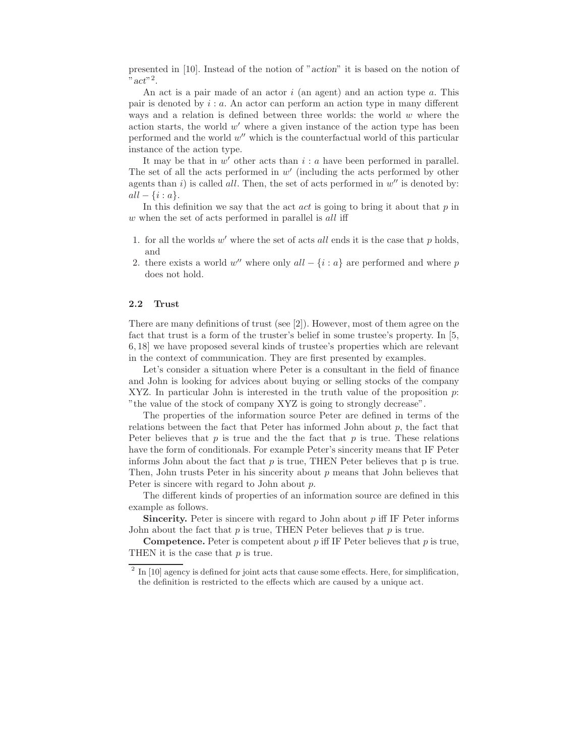presented in [10]. Instead of the notion of "*action*" it is based on the notion of "*act*"[2].

An act is a pair made of an actor $i$ (an agent) and an action type $a$. This pair is denoted by $i : a$. An actor can perform an action type in many different ways and a relation is defined between three worlds: the world $w$ where the action starts, the world $w'$ where a given instance of the action type has been performed and the world $w''$ which is the counterfactual world of this particular instance of the action type.

It may be that in $w'$ other acts than $i : a$ have been performed in parallel. The set of all the acts performed in $w'$ (including the acts performed by other agents than $i$) is called *all*. Then, the set of acts performed in $w''$ is denoted by: $all - \{i : a\}$.

In this definition we say that the act *act* is going to bring it about that $p$ in $w$ when the set of acts performed in parallel is *all* iff

1. for all the worlds $w'$ where the set of acts *all* ends it is the case that $p$ holds, and
2. there exists a world $w''$ where only $all - \{i : a\}$ are performed and where $p$ does not hold.

### 2.2 Trust

There are many definitions of trust (see [2]). However, most of them agree on the fact that trust is a form of the truster's belief in some trustee's property. In [5, 6, 18] we have proposed several kinds of trustee's properties which are relevant in the context of communication. They are first presented by examples.

Let's consider a situation where Peter is a consultant in the field of finance and John is looking for advices about buying or selling stocks of the company XYZ. In particular John is interested in the truth value of the proposition $p$: "the value of the stock of company XYZ is going to strongly decrease".

The properties of the information source Peter are defined in terms of the relations between the fact that Peter has informed John about $p$, the fact that Peter believes that $p$ is true and the the fact that $p$ is true. These relations have the form of conditionals. For example Peter's sincerity means that IF Peter informs John about the fact that $p$ is true, THEN Peter believes that p is true. Then, John trusts Peter in his sincerity about $p$ means that John believes that Peter is sincere with regard to John about $p$.

The different kinds of properties of an information source are defined in this example as follows.

**Sincerity.** Peter is sincere with regard to John about $p$ iff IF Peter informs John about the fact that $p$ is true, THEN Peter believes that $p$ is true.

**Competence.** Peter is competent about $p$ iff IF Peter believes that $p$ is true, THEN it is the case that $p$ is true.

[2] In [10] agency is defined for joint acts that cause some effects. Here, for simplification, the definition is restricted to the effects which are caused by a unique act.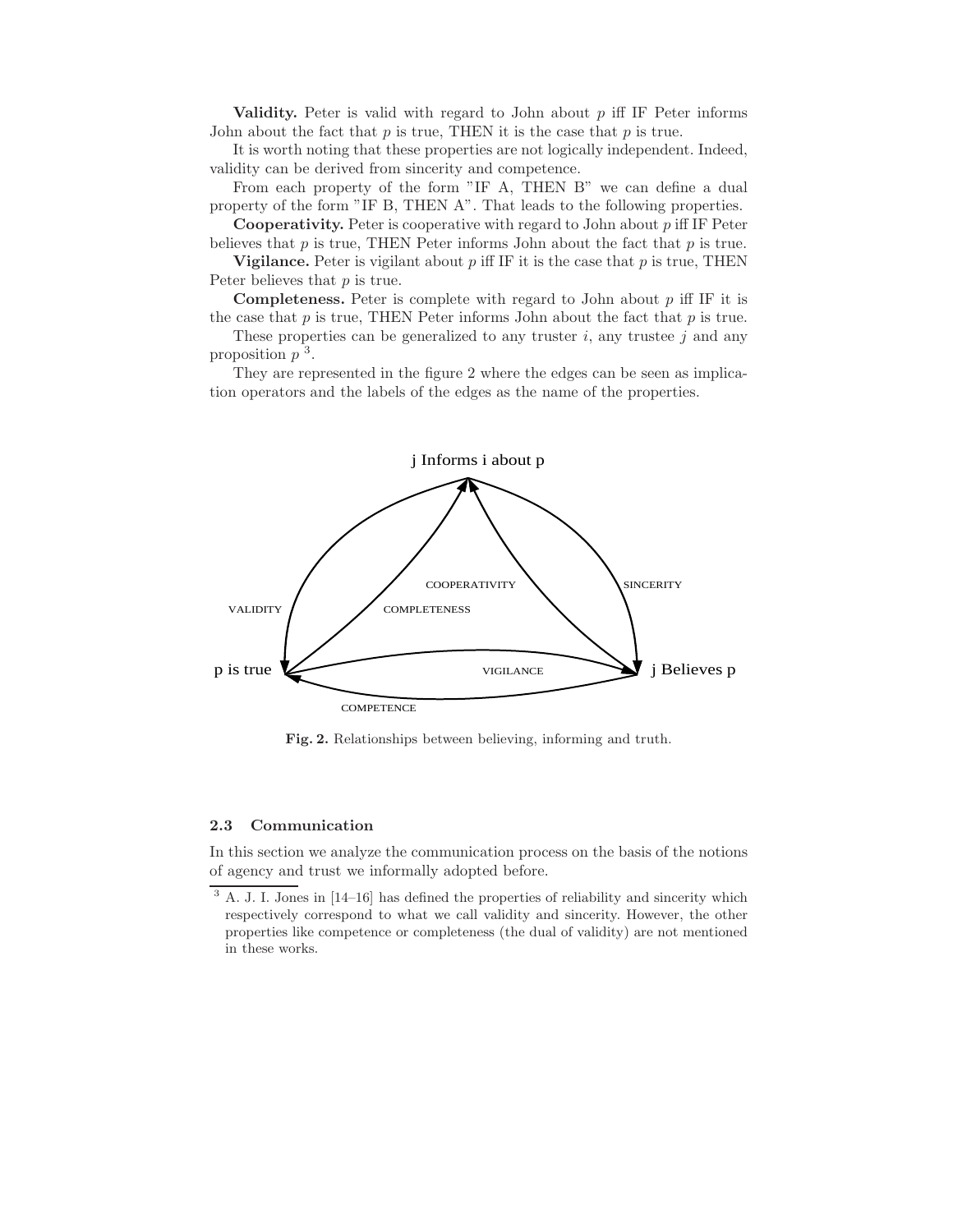**Validity.** Peter is valid with regard to John about $p$ iff IF Peter informs John about the fact that $p$ is true, THEN it is the case that $p$ is true.

It is worth noting that these properties are not logically independent. Indeed, validity can be derived from sincerity and competence.

From each property of the form "IF A, THEN B" we can define a dual property of the form "IF B, THEN A". That leads to the following properties.

**Cooperativity.** Peter is cooperative with regard to John about $p$ iff IF Peter believes that $p$ is true, THEN Peter informs John about the fact that $p$ is true.

**Vigilance.** Peter is vigilant about $p$ iff IF it is the case that $p$ is true, THEN Peter believes that $p$ is true.

**Completeness.** Peter is complete with regard to John about $p$ iff IF it is the case that $p$ is true, THEN Peter informs John about the fact that $p$ is true.

These properties can be generalized to any truster $i$, any trustee $j$ and any proposition $p$ [3].

They are represented in the figure 2 where the edges can be seen as implication operators and the labels of the edges as the name of the properties.

**Fig. 2.** Relationships between believing, informing and truth.

### 2.3 Communication

In this section we analyze the communication process on the basis of the notions of agency and trust we informally adopted before.

[3] A. J. I. Jones in [14–16] has defined the properties of reliability and sincerity which respectively correspond to what we call validity and sincerity. However, the other properties like competence or completeness (the dual of validity) are not mentioned in these works.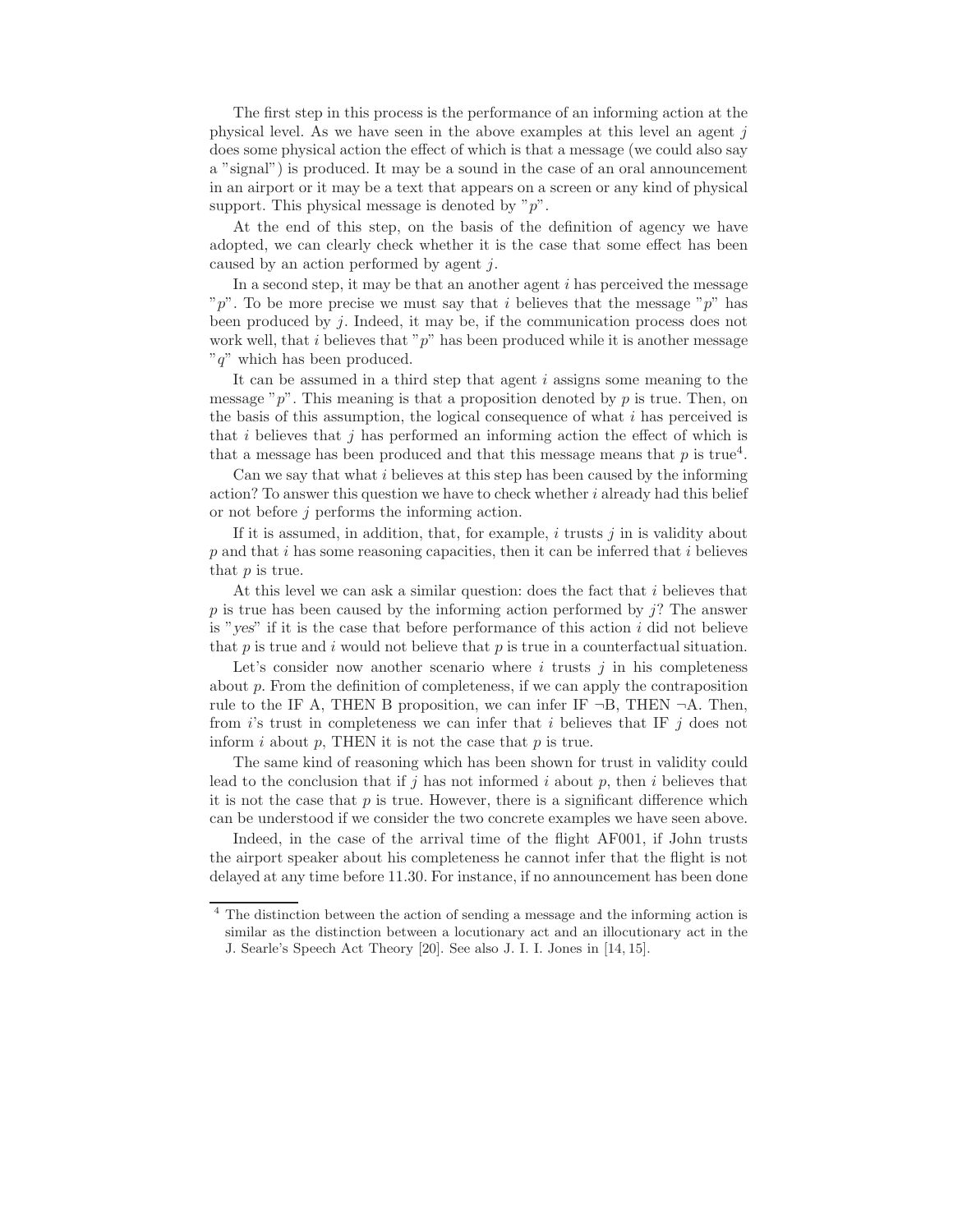The first step in this process is the performance of an informing action at the physical level. As we have seen in the above examples at this level an agent $j$ does some physical action the effect of which is that a message (we could also say a "signal") is produced. It may be a sound in the case of an oral announcement in an airport or it may be a text that appears on a screen or any kind of physical support. This physical message is denoted by "$p$".

At the end of this step, on the basis of the definition of agency we have adopted, we can clearly check whether it is the case that some effect has been caused by an action performed by agent $j$.

In a second step, it may be that an another agent $i$ has perceived the message "$p$". To be more precise we must say that $i$ believes that the message "$p$" has been produced by $j$. Indeed, it may be, if the communication process does not work well, that $i$ believes that "$p$" has been produced while it is another message "$q$" which has been produced.

It can be assumed in a third step that agent $i$ assigns some meaning to the message "$p$". This meaning is that a proposition denoted by $p$ is true. Then, on the basis of this assumption, the logical consequence of what $i$ has perceived is that $i$ believes that $j$ has performed an informing action the effect of which is that a message has been produced and that this message means that $p$ is true[4].

Can we say that what $i$ believes at this step has been caused by the informing action? To answer this question we have to check whether $i$ already had this belief or not before $j$ performs the informing action.

If it is assumed, in addition, that, for example, $i$ trusts $j$ in is validity about $p$ and that $i$ has some reasoning capacities, then it can be inferred that $i$ believes that $p$ is true.

At this level we can ask a similar question: does the fact that $i$ believes that $p$ is true has been caused by the informing action performed by $j$? The answer is "*yes*" if it is the case that before performance of this action $i$ did not believe that $p$ is true and $i$ would not believe that $p$ is true in a counterfactual situation.

Let's consider now another scenario where $i$ trusts $j$ in his completeness about $p$. From the definition of completeness, if we can apply the contraposition rule to the IF A, THEN B proposition, we can infer IF $\neg$B, THEN $\neg$A. Then, from $i$'s trust in completeness we can infer that $i$ believes that IF $j$ does not inform $i$ about $p$, THEN it is not the case that $p$ is true.

The same kind of reasoning which has been shown for trust in validity could lead to the conclusion that if $j$ has not informed $i$ about $p$, then $i$ believes that it is not the case that $p$ is true. However, there is a significant difference which can be understood if we consider the two concrete examples we have seen above.

Indeed, in the case of the arrival time of the flight AF001, if John trusts the airport speaker about his completeness he cannot infer that the flight is not delayed at any time before 11.30. For instance, if no announcement has been done

---

[4] The distinction between the action of sending a message and the informing action is similar as the distinction between a locutionary act and an illocutionary act in the J. Searle's Speech Act Theory [20]. See also J. I. I. Jones in [14, 15].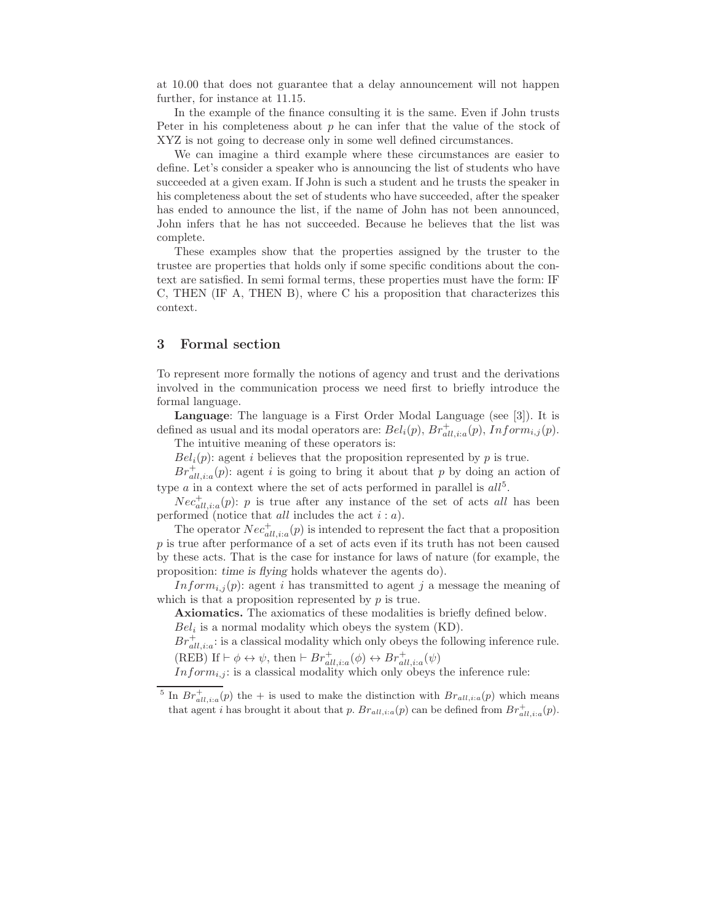at 10.00 that does not guarantee that a delay announcement will not happen further, for instance at 11.15.

In the example of the finance consulting it is the same. Even if John trusts Peter in his completeness about $p$ he can infer that the value of the stock of XYZ is not going to decrease only in some well defined circumstances.

We can imagine a third example where these circumstances are easier to define. Let's consider a speaker who is announcing the list of students who have succeeded at a given exam. If John is such a student and he trusts the speaker in his completeness about the set of students who have succeeded, after the speaker has ended to announce the list, if the name of John has not been announced, John infers that he has not succeeded. Because he believes that the list was complete.

These examples show that the properties assigned by the truster to the trustee are properties that holds only if some specific conditions about the context are satisfied. In semi formal terms, these properties must have the form: IF C, THEN (IF A, THEN B), where C his a proposition that characterizes this context.

## 3 Formal section

To represent more formally the notions of agency and trust and the derivations involved in the communication process we need first to briefly introduce the formal language.

**Language**: The language is a First Order Modal Language (see [3]). It is defined as usual and its modal operators are: $Bel_i(p)$, $Br^+_{all,i:a}(p)$, $Inform_{i,j}(p)$.

The intuitive meaning of these operators is:

$Bel_i(p)$: agent $i$ believes that the proposition represented by $p$ is true.

$Br^+_{all,i:a}(p)$: agent $i$ is going to bring it about that $p$ by doing an action of type $a$ in a context where the set of acts performed in parallel is *all*[5].

$Nec^+_{all,i:a}(p)$: $p$ is true after any instance of the set of acts *all* has been performed (notice that *all* includes the act $i : a$).

The operator $Nec^+_{all,i:a}(p)$ is intended to represent the fact that a proposition $p$ is true after performance of a set of acts even if its truth has not been caused by these acts. That is the case for instance for laws of nature (for example, the proposition: *time is flying* holds whatever the agents do).

$Inform_{i,j}(p)$: agent $i$ has transmitted to agent $j$ a message the meaning of which is that a proposition represented by $p$ is true.

**Axiomatics.** The axiomatics of these modalities is briefly defined below.

$Bel_i$ is a normal modality which obeys the system (KD).

$Br^+_{all,i:a}$: is a classical modality which only obeys the following inference rule.

(REB) If $\vdash \phi \leftrightarrow \psi$, then $\vdash Br^+_{all,i:a}(\phi) \leftrightarrow Br^+_{all,i:a}(\psi)$

$Inform_{i,j}$: is a classical modality which only obeys the inference rule:

[5] In $Br^+_{all,i:a}(p)$ the $+$ is used to make the distinction with $Br_{all,i:a}(p)$ which means that agent $i$ has brought it about that $p$. $Br_{all,i:a}(p)$ can be defined from $Br^+_{all,i:a}(p)$.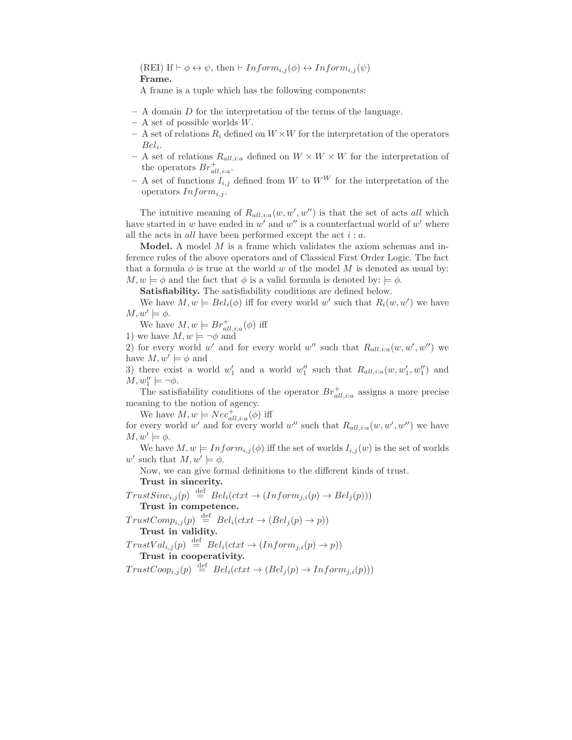(REI) If $\vdash \phi \leftrightarrow \psi$, then $\vdash Inform_{i,j}(\phi) \leftrightarrow Inform_{i,j}(\psi)$

**Frame.**

A frame is a tuple which has the following components:

- A domain $D$ for the interpretation of the terms of the language.
- A set of possible worlds $W$.
- A set of relations $R_i$ defined on $W \times W$ for the interpretation of the operators $Bel_i$.
- A set of relations $R_{all,i:a}$ defined on $W \times W \times W$ for the interpretation of the operators $Br^+_{all,i:a}$.
- A set of functions $I_{i,j}$ defined from $W$ to $W^W$ for the interpretation of the operators $Inform_{i,j}$.

The intuitive meaning of $R_{all,i:a}(w, w', w'')$ is that the set of acts *all* which have started in $w$ have ended in $w'$ and $w''$ is a counterfactual world of $w'$ where all the acts in *all* have been performed except the act $i : a$.

**Model.** A model $M$ is a frame which validates the axiom schemas and inference rules of the above operators and of Classical First Order Logic. The fact that a formula $\phi$ is true at the world $w$ of the model $M$ is denoted as usual by: $M, w \models \phi$ and the fact that $\phi$ is a valid formula is denoted by: $\models \phi$.

**Satisfiability.** The satisfiability conditions are defined below.

We have $M, w \models Bel_i(\phi)$ iff for every world $w'$ such that $R_i(w, w')$ we have $M, w' \models \phi$.

We have $M, w \models Br^+_{all,i:a}(\phi)$ iff

1) we have $M, w \models \neg\phi$ and

2) for every world $w'$ and for every world $w''$ such that $R_{all,i:a}(w, w', w'')$ we have $M, w' \models \phi$ and

3) there exist a world $w'_1$ and a world $w''_1$ such that $R_{all,i:a}(w, w'_1, w''_1)$ and $M, w''_1 \models \neg\phi$.

The satisfiability conditions of the operator $Br^+_{all,i:a}$ assigns a more precise meaning to the notion of agency.

We have $M, w \models Nec^+_{all,i:a}(\phi)$ iff

for every world $w'$ and for every world $w''$ such that $R_{all,i:a}(w, w', w'')$ we have $M, w' \models \phi$.

We have $M, w \models Inform_{i,j}(\phi)$ iff the set of worlds $I_{i,j}(w)$ is the set of worlds $w'$ such that $M, w' \models \phi$.

Now, we can give formal definitions to the different kinds of trust.

**Trust in sincerity.**

$TrustSinc_{i,j}(p) \stackrel{\text{def}}{=} Bel_i(ctxt \rightarrow (Inform_{j,i}(p) \rightarrow Bel_j(p)))$

**Trust in competence.**

$TrustComp_{i,j}(p) \stackrel{\text{def}}{=} Bel_i(ctxt \rightarrow (Bel_j(p) \rightarrow p))$

**Trust in validity.**

$TrustVal_{i,j}(p) \stackrel{\text{def}}{=} Bel_i(ctxt \rightarrow (Inform_{j,i}(p) \rightarrow p))$

**Trust in cooperativity.**

$TrustCoop_{i,j}(p) \stackrel{\text{def}}{=} Bel_i(ctxt \rightarrow (Bel_j(p) \rightarrow Inform_{j,i}(p)))$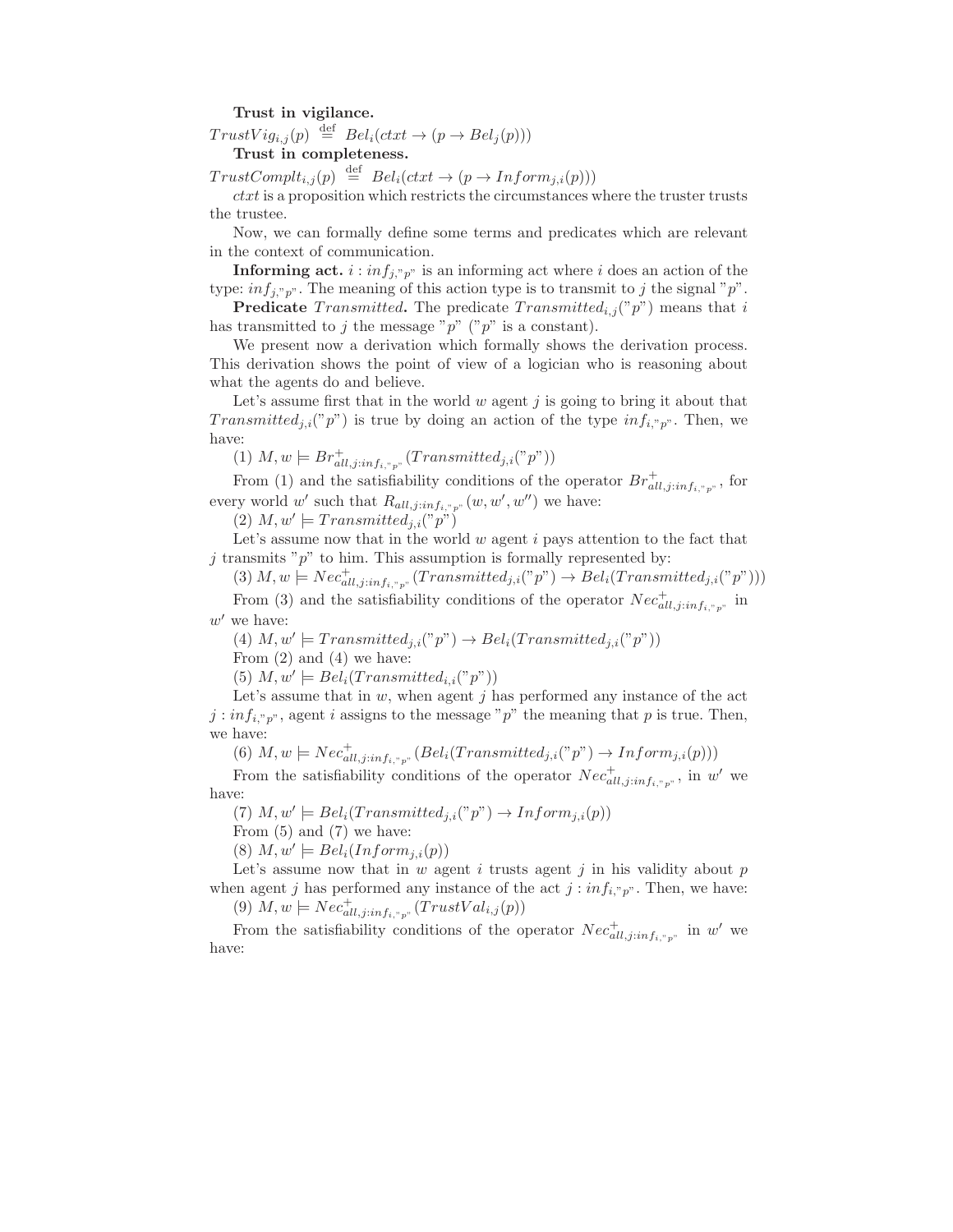**Trust in vigilance.**

$TrustVig_{i,j}(p) \stackrel{\text{def}}{=} Bel_i(ctxt \rightarrow (p \rightarrow Bel_j(p)))$

**Trust in completeness.**

$TrustComplt_{i,j}(p) \stackrel{\text{def}}{=} Bel_i(ctxt \rightarrow (p \rightarrow Inform_{j,i}(p)))$

$ctxt$ is a proposition which restricts the circumstances where the truster trusts the trustee.

Now, we can formally define some terms and predicates which are relevant in the context of communication.

**Informing act.** $i : inf_{j,"p"}$ is an informing act where $i$ does an action of the type: $inf_{j,"p"}$. The meaning of this action type is to transmit to $j$ the signal "$p$".

**Predicate** $Transmitted$**.** The predicate $Transmitted_{i,j}("p")$ means that $i$ has transmitted to $j$ the message "$p$" ("$p$" is a constant).

We present now a derivation which formally shows the derivation process. This derivation shows the point of view of a logician who is reasoning about what the agents do and believe.

Let's assume first that in the world $w$ agent $j$ is going to bring it about that $Transmitted_{j,i}("p")$ is true by doing an action of the type $inf_{i,"p"}$. Then, we have:

(1) $M, w \models Br^{+}_{all,j:inf_{i,"p"}}(Transmitted_{j,i}("p"))$

From (1) and the satisfiability conditions of the operator $Br^{+}_{all,j:inf_{i,"p"}}$, for every world $w'$ such that $R_{all,j:inf_{i,"p"}}(w, w', w'')$ we have:

(2) $M, w' \models Transmitted_{j,i}("p")$

Let's assume now that in the world $w$ agent $i$ pays attention to the fact that $j$ transmits "$p$" to him. This assumption is formally represented by:

(3) $M, w \models Nec^{+}_{all,j:inf_{i,"p"}}(Transmitted_{j,i}("p") \rightarrow Bel_i(Transmitted_{j,i}("p")))$

From (3) and the satisfiability conditions of the operator $Nec^{+}_{all,j:inf_{i,"p"}}$ in $w'$ we have:

(4) $M, w' \models Transmitted_{j,i}("p") \rightarrow Bel_i(Transmitted_{j,i}("p"))$

From (2) and (4) we have:

(5) $M, w' \models Bel_i(Transmitted_{i,i}("p"))$

Let's assume that in $w$, when agent $j$ has performed any instance of the act $j : inf_{i,"p"}$, agent $i$ assigns to the message "$p$" the meaning that $p$ is true. Then, we have:

(6) $M, w \models Nec^{+}_{all,j:inf_{i,"p"}}(Bel_i(Transmitted_{j,i}("p") \rightarrow Inform_{j,i}(p)))$

From the satisfiability conditions of the operator $Nec^{+}_{all,j:inf_{i,"p"}}$, in $w'$ we have:

(7) $M, w' \models Bel_i(Transmitted_{j,i}("p") \rightarrow Inform_{j,i}(p))$

From (5) and (7) we have:

(8) $M, w' \models Bel_i(Inform_{j,i}(p))$

Let's assume now that in $w$ agent $i$ trusts agent $j$ in his validity about $p$ when agent $j$ has performed any instance of the act $j : inf_{i,"p"}$. Then, we have:

(9) $M, w \models Nec^{+}_{all,j:inf_{i,"p"}}(TrustVal_{i,j}(p))$

From the satisfiability conditions of the operator $Nec^{+}_{all,j:inf_{i,"p"}}$ in $w'$ we have: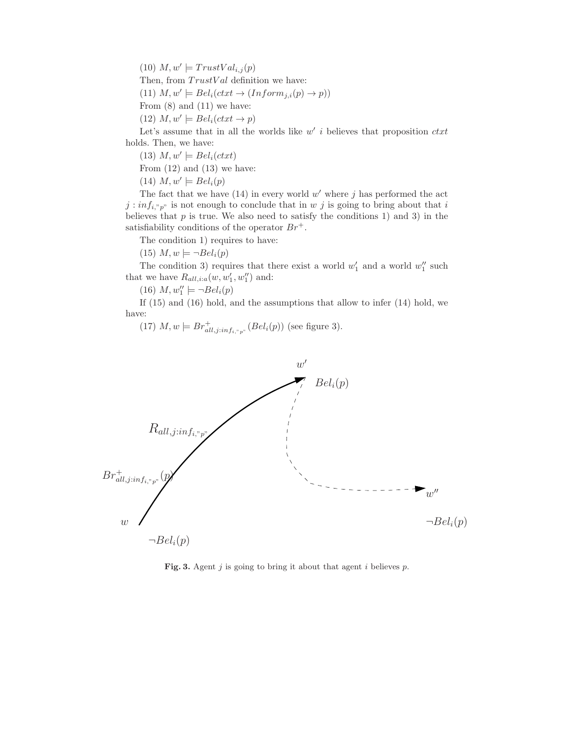(10) $M, w' \models TrustVal_{i,j}(p)$

Then, from $TrustVal$ definition we have:

(11) $M, w' \models Bel_i(ctxt \rightarrow (Inform_{j,i}(p) \rightarrow p))$

From (8) and (11) we have:

(12) $M, w' \models Bel_i(ctxt \rightarrow p)$

Let's assume that in all the worlds like $w'$ $i$ believes that proposition $ctxt$ holds. Then, we have:

(13) $M, w' \models Bel_i(ctxt)$

From (12) and (13) we have:

(14) $M, w' \models Bel_i(p)$

The fact that we have (14) in every world $w'$ where $j$ has performed the act $j : inf_{i,"p"}$ is not enough to conclude that in $w$ $j$ is going to bring about that $i$ believes that $p$ is true. We also need to satisfy the conditions 1) and 3) in the satisfiability conditions of the operator $Br^+$.

The condition 1) requires to have:

(15) $M, w \models \neg Bel_i(p)$

The condition 3) requires that there exist a world $w'_1$ and a world $w''_1$ such that we have $R_{all,i:a}(w, w'_1, w''_1)$ and:

(16) $M, w''_1 \models \neg Bel_i(p)$

If (15) and (16) hold, and the assumptions that allow to infer (14) hold, we have:

(17) $M, w \models Br^+_{all,j:inf_{i,"p"}}(Bel_i(p))$ (see figure 3).

**Fig. 3.** Agent $j$ is going to bring it about that agent $i$ believes $p$.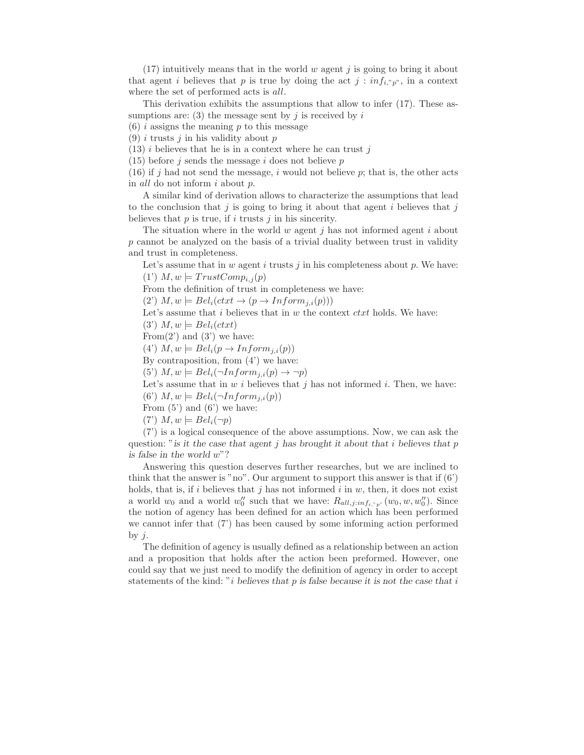(17) intuitively means that in the world $w$ agent $j$ is going to bring it about that agent $i$ believes that $p$ is true by doing the act $j : inf_{i,"p"}$, in a context where the set of performed acts is *all*.

This derivation exhibits the assumptions that allow to infer (17). These assumptions are: (3) the message sent by $j$ is received by $i$

(6) $i$ assigns the meaning $p$ to this message

(9) $i$ trusts $j$ in his validity about $p$

(13) $i$ believes that he is in a context where he can trust $j$

(15) before $j$ sends the message $i$ does not believe $p$

(16) if $j$ had not send the message, $i$ would not believe $p$; that is, the other acts in *all* do not inform $i$ about $p$.

A similar kind of derivation allows to characterize the assumptions that lead to the conclusion that $j$ is going to bring it about that agent $i$ believes that $j$ believes that $p$ is true, if $i$ trusts $j$ in his sincerity.

The situation where in the world $w$ agent $j$ has not informed agent $i$ about $p$ cannot be analyzed on the basis of a trivial duality between trust in validity and trust in completeness.

Let's assume that in $w$ agent $i$ trusts $j$ in his completeness about $p$. We have:

(1') $M, w \models TrustComp_{i,j}(p)$

From the definition of trust in completeness we have:

(2') $M, w \models Bel_i(ctxt \rightarrow (p \rightarrow Inform_{j,i}(p)))$

Let's assume that $i$ believes that in $w$ the context *ctxt* holds. We have:

(3') $M, w \models Bel_i(ctxt)$

From(2') and (3') we have:

(4') $M, w \models Bel_i(p \rightarrow Inform_{j,i}(p))$

By contraposition, from (4') we have:

(5') $M, w \models Bel_i(\neg Inform_{j,i}(p) \rightarrow \neg p)$

Let's assume that in $w$ $i$ believes that $j$ has not informed $i$. Then, we have:

(6') $M, w \models Bel_i(\neg Inform_{j,i}(p))$

From (5') and (6') we have:

(7') $M, w \models Bel_i(\neg p)$

(7') is a logical consequence of the above assumptions. Now, we can ask the question: "*is it the case that agent $j$ has brought it about that $i$ believes that $p$ is false in the world $w$*"?

Answering this question deserves further researches, but we are inclined to think that the answer is "no". Our argument to support this answer is that if (6') holds, that is, if $i$ believes that $j$ has not informed $i$ in $w$, then, it does not exist a world $w_0$ and a world $w''_0$ such that we have: $R_{all,j:inf_{i,"p"}}(w_0, w, w''_0)$. Since the notion of agency has been defined for an action which has been performed we cannot infer that (7') has been caused by some informing action performed by $j$.

The definition of agency is usually defined as a relationship between an action and a proposition that holds after the action been preformed. However, one could say that we just need to modify the definition of agency in order to accept statements of the kind: "*$i$ believes that $p$ is false because it is not the case that $i$*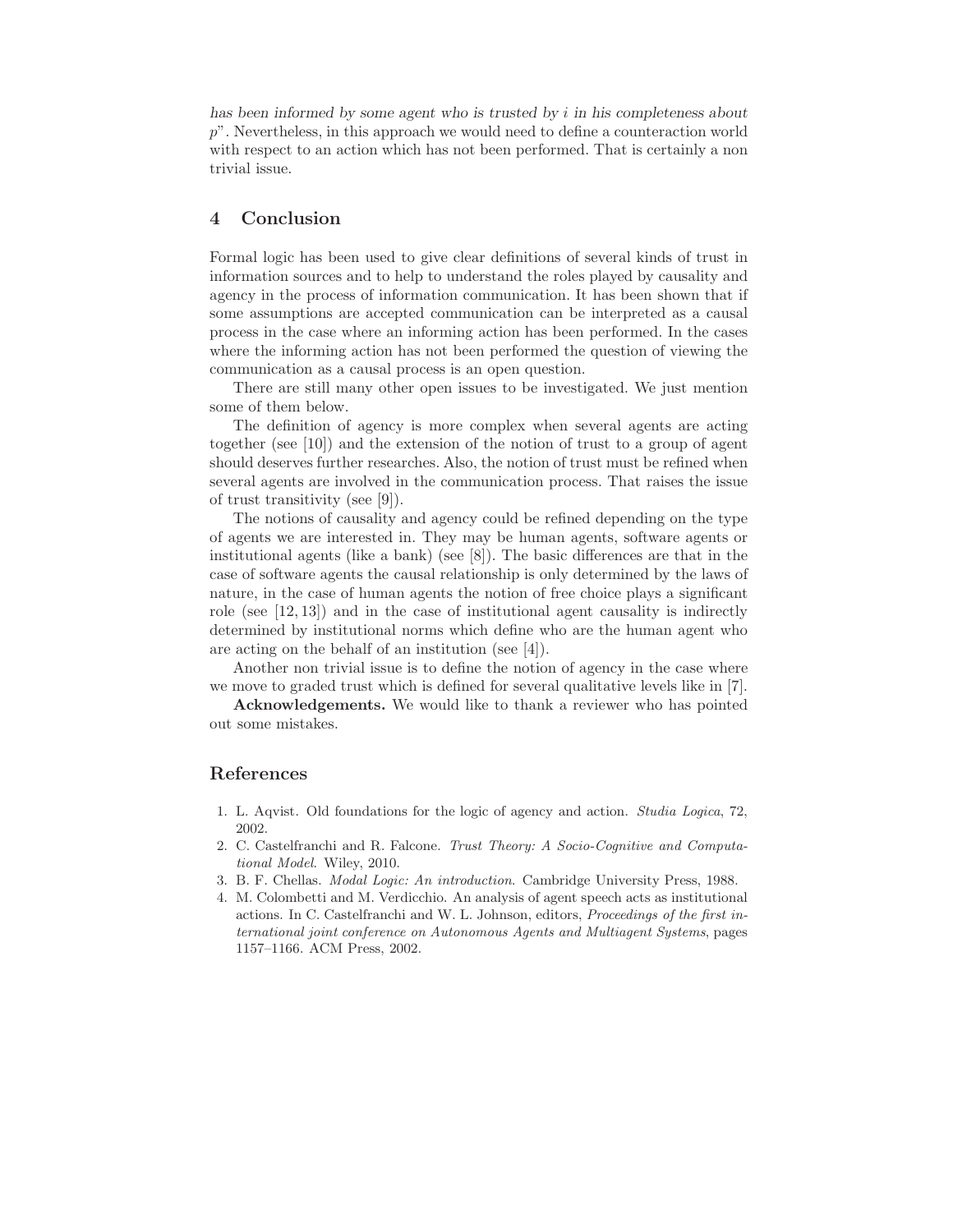*has been informed by some agent who is trusted by $i$ in his completeness about $p$*". Nevertheless, in this approach we would need to define a counteraction world with respect to an action which has not been performed. That is certainly a non trivial issue.

## 4 Conclusion

Formal logic has been used to give clear definitions of several kinds of trust in information sources and to help to understand the roles played by causality and agency in the process of information communication. It has been shown that if some assumptions are accepted communication can be interpreted as a causal process in the case where an informing action has been performed. In the cases where the informing action has not been performed the question of viewing the communication as a causal process is an open question.

There are still many other open issues to be investigated. We just mention some of them below.

The definition of agency is more complex when several agents are acting together (see [10]) and the extension of the notion of trust to a group of agent should deserves further researches. Also, the notion of trust must be refined when several agents are involved in the communication process. That raises the issue of trust transitivity (see [9]).

The notions of causality and agency could be refined depending on the type of agents we are interested in. They may be human agents, software agents or institutional agents (like a bank) (see [8]). The basic differences are that in the case of software agents the causal relationship is only determined by the laws of nature, in the case of human agents the notion of free choice plays a significant role (see [12, 13]) and in the case of institutional agent causality is indirectly determined by institutional norms which define who are the human agent who are acting on the behalf of an institution (see [4]).

Another non trivial issue is to define the notion of agency in the case where we move to graded trust which is defined for several qualitative levels like in [7].

**Acknowledgements.** We would like to thank a reviewer who has pointed out some mistakes.

## References

1. L. Aqvist. Old foundations for the logic of agency and action. *Studia Logica*, 72, 2002.
2. C. Castelfranchi and R. Falcone. *Trust Theory: A Socio-Cognitive and Computational Model*. Wiley, 2010.
3. B. F. Chellas. *Modal Logic: An introduction*. Cambridge University Press, 1988.
4. M. Colombetti and M. Verdicchio. An analysis of agent speech acts as institutional actions. In C. Castelfranchi and W. L. Johnson, editors, *Proceedings of the first international joint conference on Autonomous Agents and Multiagent Systems*, pages 1157–1166. ACM Press, 2002.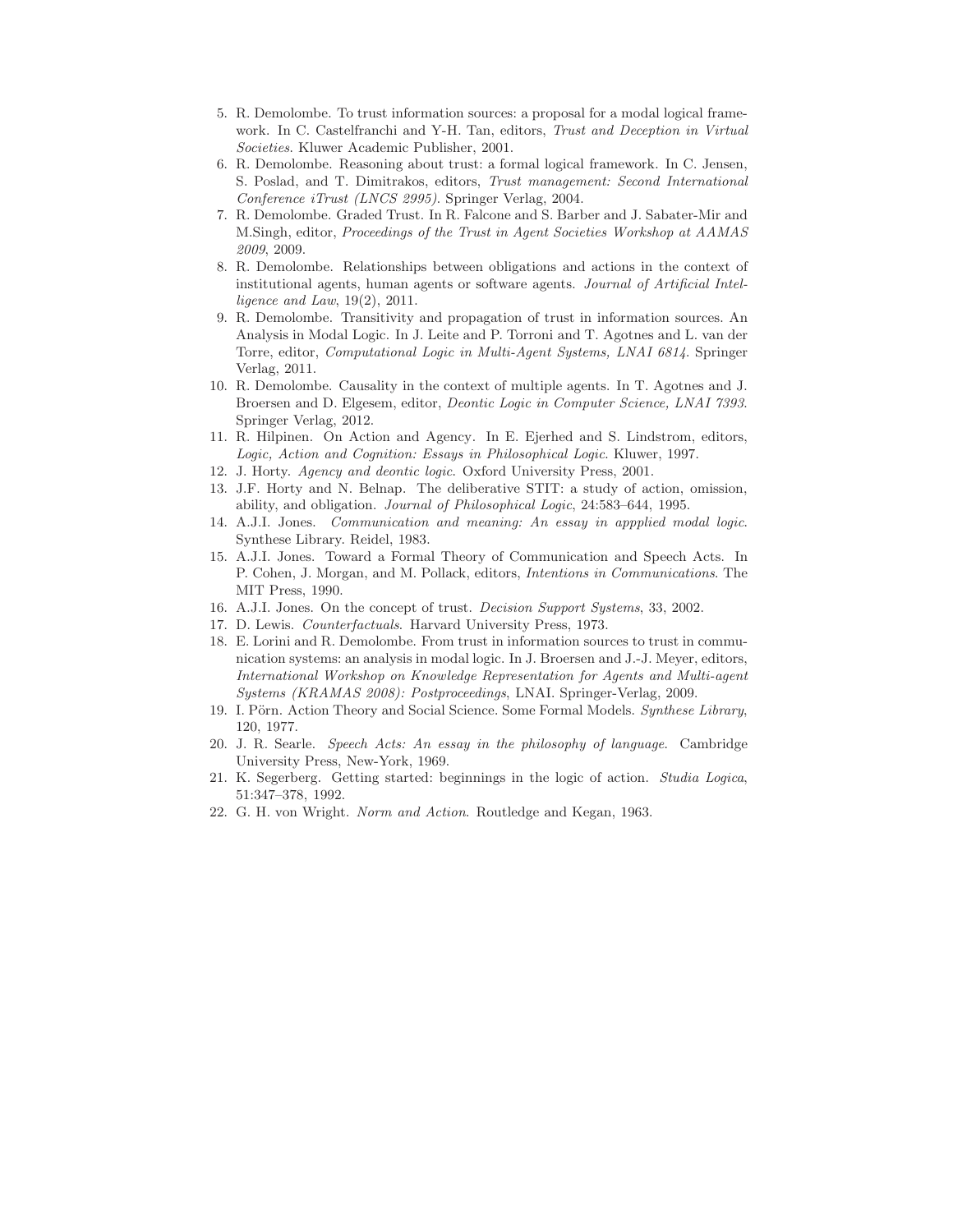5. R. Demolombe. To trust information sources: a proposal for a modal logical framework. In C. Castelfranchi and Y-H. Tan, editors, *Trust and Deception in Virtual Societies*. Kluwer Academic Publisher, 2001.
6. R. Demolombe. Reasoning about trust: a formal logical framework. In C. Jensen, S. Poslad, and T. Dimitrakos, editors, *Trust management: Second International Conference iTrust (LNCS 2995)*. Springer Verlag, 2004.
7. R. Demolombe. Graded Trust. In R. Falcone and S. Barber and J. Sabater-Mir and M.Singh, editor, *Proceedings of the Trust in Agent Societies Workshop at AAMAS 2009*, 2009.
8. R. Demolombe. Relationships between obligations and actions in the context of institutional agents, human agents or software agents. *Journal of Artificial Intelligence and Law*, 19(2), 2011.
9. R. Demolombe. Transitivity and propagation of trust in information sources. An Analysis in Modal Logic. In J. Leite and P. Torroni and T. Agotnes and L. van der Torre, editor, *Computational Logic in Multi-Agent Systems, LNAI 6814*. Springer Verlag, 2011.
10. R. Demolombe. Causality in the context of multiple agents. In T. Agotnes and J. Broersen and D. Elgesem, editor, *Deontic Logic in Computer Science, LNAI 7393*. Springer Verlag, 2012.
11. R. Hilpinen. On Action and Agency. In E. Ejerhed and S. Lindstrom, editors, *Logic, Action and Cognition: Essays in Philosophical Logic*. Kluwer, 1997.
12. J. Horty. *Agency and deontic logic*. Oxford University Press, 2001.
13. J.F. Horty and N. Belnap. The deliberative STIT: a study of action, omission, ability, and obligation. *Journal of Philosophical Logic*, 24:583–644, 1995.
14. A.J.I. Jones. *Communication and meaning: An essay in appplied modal logic*. Synthese Library. Reidel, 1983.
15. A.J.I. Jones. Toward a Formal Theory of Communication and Speech Acts. In P. Cohen, J. Morgan, and M. Pollack, editors, *Intentions in Communications*. The MIT Press, 1990.
16. A.J.I. Jones. On the concept of trust. *Decision Support Systems*, 33, 2002.
17. D. Lewis. *Counterfactuals*. Harvard University Press, 1973.
18. E. Lorini and R. Demolombe. From trust in information sources to trust in communication systems: an analysis in modal logic. In J. Broersen and J.-J. Meyer, editors, *International Workshop on Knowledge Representation for Agents and Multi-agent Systems (KRAMAS 2008): Postproceedings*, LNAI. Springer-Verlag, 2009.
19. I. Pörn. Action Theory and Social Science. Some Formal Models. *Synthese Library*, 120, 1977.
20. J. R. Searle. *Speech Acts: An essay in the philosophy of language*. Cambridge University Press, New-York, 1969.
21. K. Segerberg. Getting started: beginnings in the logic of action. *Studia Logica*, 51:347–378, 1992.
22. G. H. von Wright. *Norm and Action*. Routledge and Kegan, 1963.